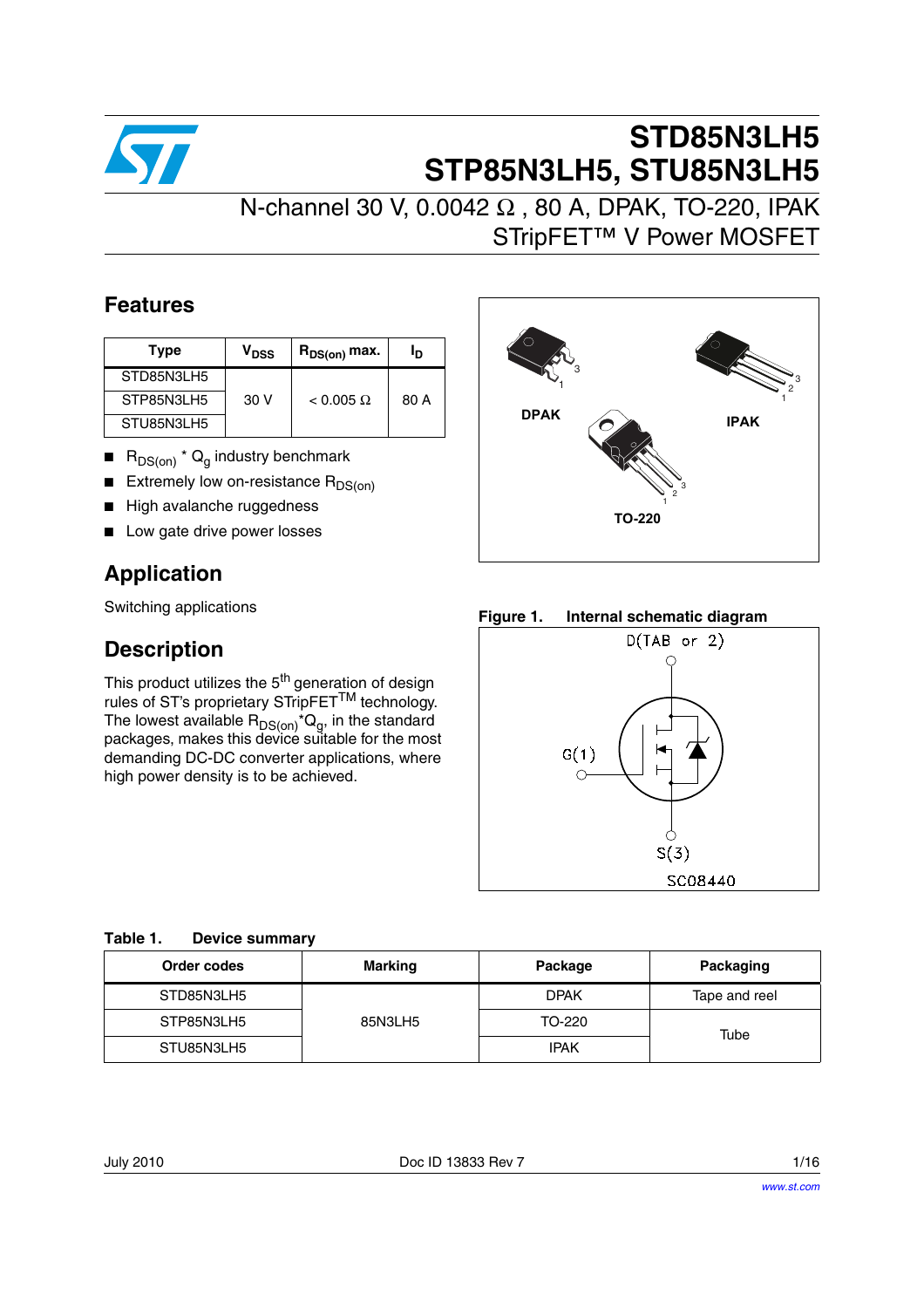# STD85N3LH5
# STP85N3LH5, STU85N3LH5

## N-channel 30 V, 0.0042 Ω , 80 A, DPAK, TO-220, IPAK STripFET™ V Power MOSFET

## Features

| Type | $V_{DSS}$ | $R_{DS(on)}$ max. | $I_D$ |
|---|---|---|---|
| STD85N3LH5 | 30 V | < 0.005 Ω | 80 A |
| STP85N3LH5 | | | |
| STU85N3LH5 | | | |

- $R_{DS(on)}$ * $Q_g$ industry benchmark
- Extremely low on-resistance $R_{DS(on)}$
- High avalanche ruggedness
- Low gate drive power losses

DPAK

IPAK

TO-220

## Application

Switching applications

## Description

This product utilizes the 5th generation of design rules of ST's proprietary STripFET™ technology. The lowest available $R_{DS(on)}$*$Q_g$, in the standard packages, makes this device suitable for the most demanding DC-DC converter applications, where high power density is to be achieved.

**Figure 1. Internal schematic diagram**

D(TAB or 2)

G(1)

S(3)

SC08440

**Table 1. Device summary**

| Order codes | Marking | Package | Packaging |
|---|---|---|---|
| STD85N3LH5 | 85N3LH5 | DPAK | Tape and reel |
| STP85N3LH5 | | TO-220 | Tube |
| STU85N3LH5 | | IPAK | |

July 2010 Doc ID 13833 Rev 7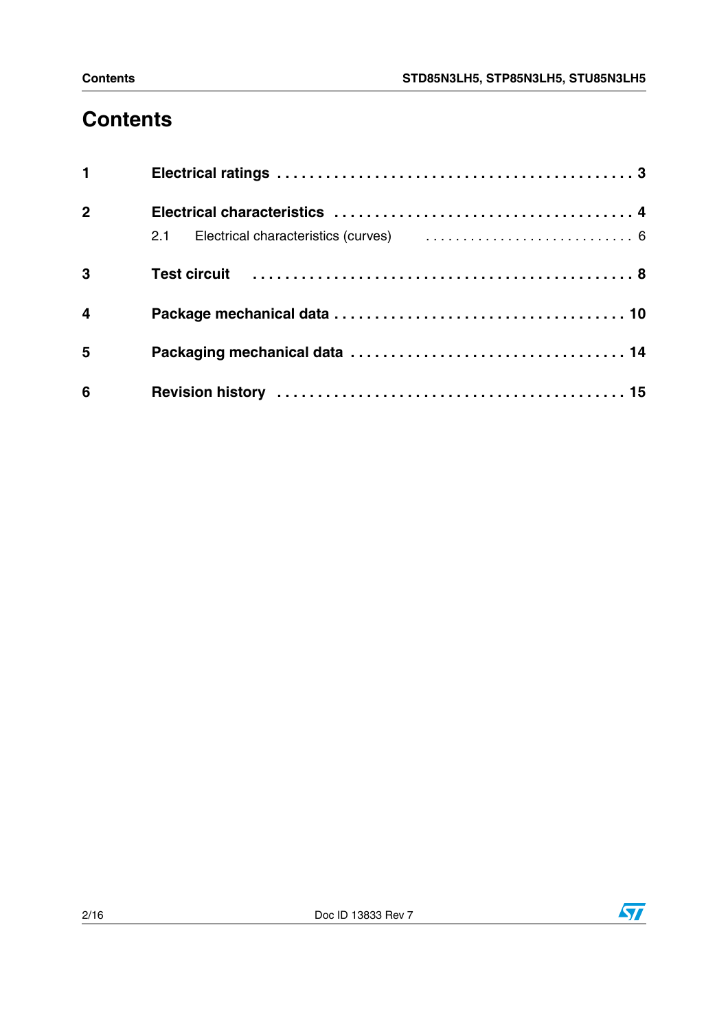# Contents

1 **Electrical ratings** . . . . . . . . . . . . . . . . . . . . . . . . . . . . . . . . . . . . . . . . . . . . 3

2 **Electrical characteristics** . . . . . . . . . . . . . . . . . . . . . . . . . . . . . . . . . . . . . 4

  2.1 Electrical characteristics (curves) . . . . . . . . . . . . . . . . . . . . . . . . . . . . 6

3 **Test circuit** . . . . . . . . . . . . . . . . . . . . . . . . . . . . . . . . . . . . . . . . . . . . . . 8

4 **Package mechanical data** . . . . . . . . . . . . . . . . . . . . . . . . . . . . . . . . . . 10

5 **Packaging mechanical data** . . . . . . . . . . . . . . . . . . . . . . . . . . . . . . . . 14

6 **Revision history** . . . . . . . . . . . . . . . . . . . . . . . . . . . . . . . . . . . . . . . . 15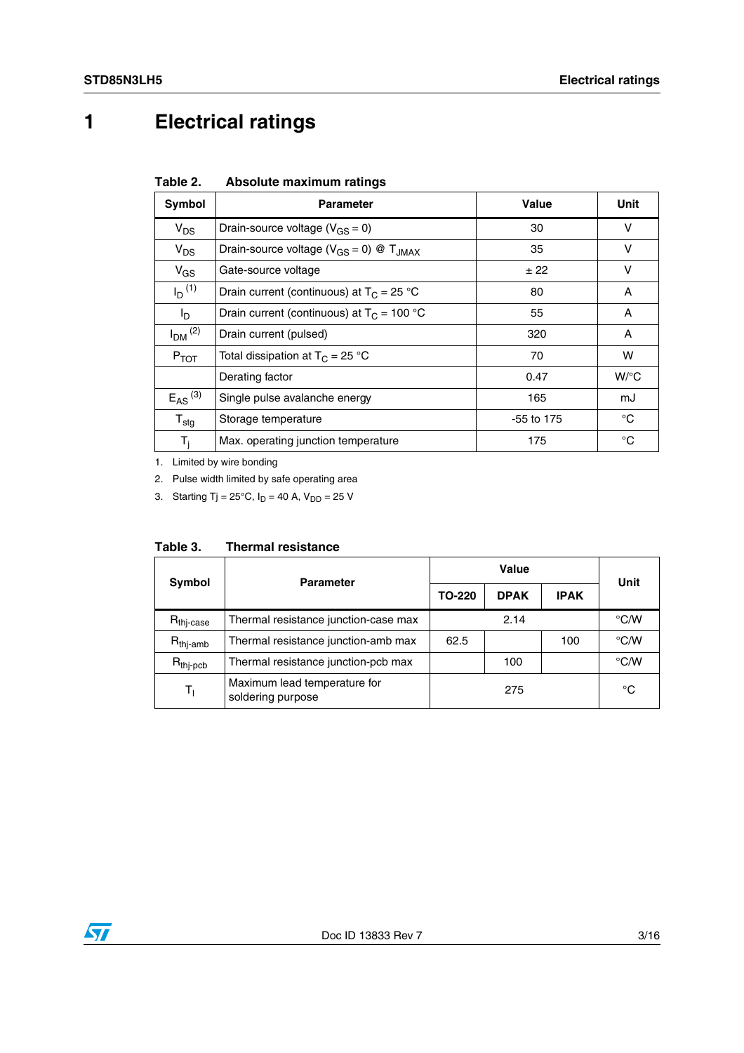# 1 Electrical ratings

**Table 2. Absolute maximum ratings**

| Symbol | Parameter | Value | Unit |
|---|---|---|---|
| $V_{DS}$ | Drain-source voltage ($V_{GS}$ = 0) | 30 | V |
| $V_{DS}$ | Drain-source voltage ($V_{GS}$ = 0) @ $T_{JMAX}$ | 35 | V |
| $V_{GS}$ | Gate-source voltage | ± 22 | V |
| $I_D$ [1] | Drain current (continuous) at $T_C$ = 25 °C | 80 | A |
| $I_D$ | Drain current (continuous) at $T_C$ = 100 °C | 55 | A |
| $I_{DM}$ [2] | Drain current (pulsed) | 320 | A |
| $P_{TOT}$ | Total dissipation at $T_C$ = 25 °C | 70 | W |
| | Derating factor | 0.47 | W/°C |
| $E_{AS}$ [3] | Single pulse avalanche energy | 165 | mJ |
| $T_{stg}$ | Storage temperature | -55 to 175 | °C |
| $T_j$ | Max. operating junction temperature | 175 | °C |

1. Limited by wire bonding
2. Pulse width limited by safe operating area
3. Starting Tj = 25°C, $I_D$ = 40 A, $V_{DD}$ = 25 V

**Table 3. Thermal resistance**

| Symbol | Parameter | Value | | | Unit |
|---|---|---|---|---|---|
| | | TO-220 | DPAK | IPAK | |
| $R_{thj-case}$ | Thermal resistance junction-case max | 2.14 | | | °C/W |
| $R_{thj-amb}$ | Thermal resistance junction-amb max | 62.5 | | 100 | °C/W |
| $R_{thj-pcb}$ | Thermal resistance junction-pcb max | | 100 | | °C/W |
| $T_l$ | Maximum lead temperature for soldering purpose | 275 | | | °C |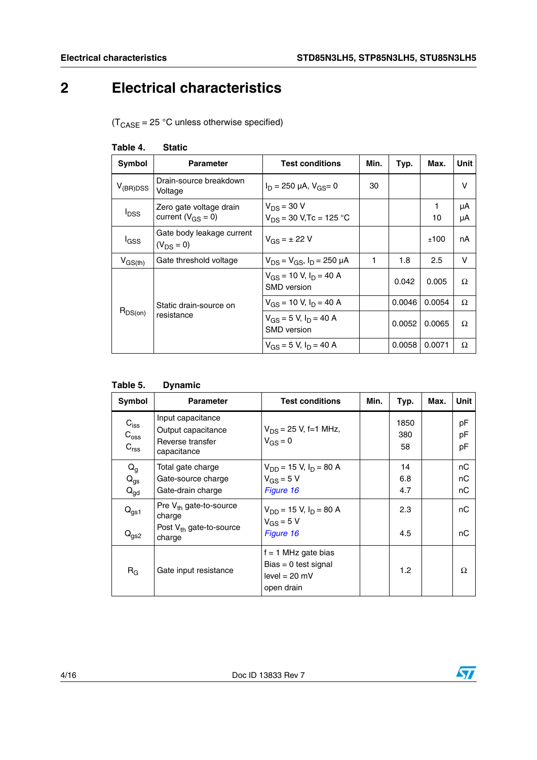# 2 Electrical characteristics

($T_{CASE}$ = 25 °C unless otherwise specified)

**Table 4. Static**

| Symbol | Parameter | Test conditions | Min. | Typ. | Max. | Unit |
|---|---|---|---|---|---|---|
| $V_{(BR)DSS}$ | Drain-source breakdown Voltage | $I_D$ = 250 µA, $V_{GS}$= 0 | 30 | | | V |
| $I_{DSS}$ | Zero gate voltage drain current ($V_{GS}$ = 0) | $V_{DS}$ = 30 V<br>$V_{DS}$ = 30 V,Tc = 125 °C | | | 1<br>10 | µA<br>µA |
| $I_{GSS}$ | Gate body leakage current ($V_{DS}$ = 0) | $V_{GS}$ = ± 22 V | | | ±100 | nA |
| $V_{GS(th)}$ | Gate threshold voltage | $V_{DS}$ = $V_{GS}$, $I_D$ = 250 µA | 1 | 1.8 | 2.5 | V |
| $R_{DS(on)}$ | Static drain-source on resistance | $V_{GS}$ = 10 V, $I_D$ = 40 A SMD version | | 0.042 | 0.005 | Ω |
| | | $V_{GS}$ = 10 V, $I_D$ = 40 A | | 0.0046 | 0.0054 | Ω |
| | | $V_{GS}$ = 5 V, $I_D$ = 40 A SMD version | | 0.0052 | 0.0065 | Ω |
| | | $V_{GS}$ = 5 V, $I_D$ = 40 A | | 0.0058 | 0.0071 | Ω |

**Table 5. Dynamic**

| Symbol | Parameter | Test conditions | Min. | Typ. | Max. | Unit |
|---|---|---|---|---|---|---|
| $C_{iss}$<br>$C_{oss}$<br>$C_{rss}$ | Input capacitance<br>Output capacitance<br>Reverse transfer capacitance | $V_{DS}$ = 25 V, f=1 MHz,<br>$V_{GS}$ = 0 | | 1850<br>380<br>58 | | pF<br>pF<br>pF |
| $Q_g$<br>$Q_{gs}$<br>$Q_{gd}$ | Total gate charge<br>Gate-source charge<br>Gate-drain charge | $V_{DD}$ = 15 V, $I_D$ = 80 A<br>$V_{GS}$ = 5 V<br>*Figure 16* | | 14<br>6.8<br>4.7 | | nC<br>nC<br>nC |
| $Q_{gs1}$<br>$Q_{gs2}$ | Pre $V_{th}$ gate-to-source charge<br>Post $V_{th}$ gate-to-source charge | $V_{DD}$ = 15 V, $I_D$ = 80 A<br>$V_{GS}$ = 5 V<br>*Figure 16* | | 2.3<br>4.5 | | nC<br>nC |
| $R_G$ | Gate input resistance | f = 1 MHz gate bias<br>Bias = 0 test signal<br>level = 20 mV<br>open drain | | 1.2 | | Ω |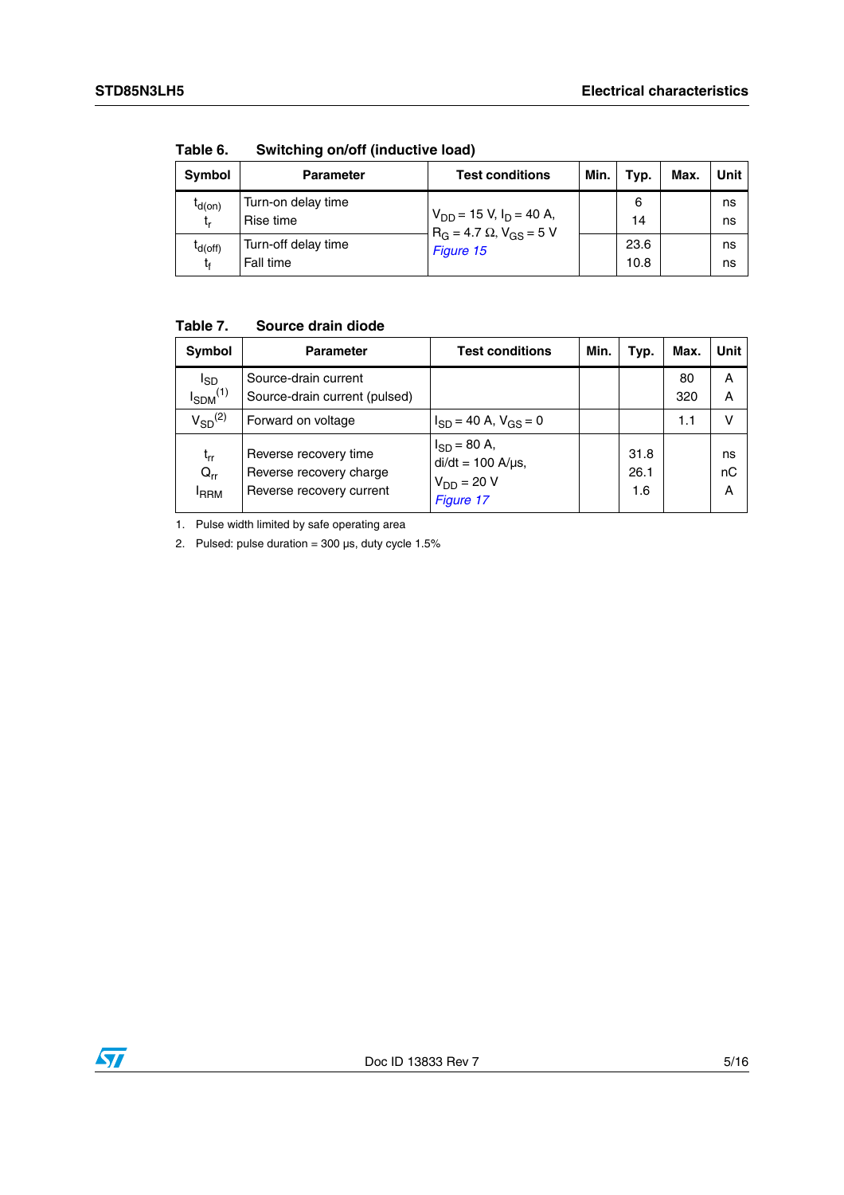Table 6. Switching on/off (inductive load)

| Symbol | Parameter | Test conditions | Min. | Typ. | Max. | Unit |
|---|---|---|---|---|---|---|
| $t_{d(on)}$<br>$t_r$ | Turn-on delay time<br>Rise time | $V_{DD}$ = 15 V, $I_D$ = 40 A,<br>$R_G$ = 4.7 Ω, $V_{GS}$ = 5 V<br>*Figure 15* | | 6<br>14 | | ns<br>ns |
| $t_{d(off)}$<br>$t_f$ | Turn-off delay time<br>Fall time | | | 23.6<br>10.8 | | ns<br>ns |

Table 7. Source drain diode

| Symbol | Parameter | Test conditions | Min. | Typ. | Max. | Unit |
|---|---|---|---|---|---|---|
| $I_{SD}$<br>$I_{SDM}$ [(1)] | Source-drain current<br>Source-drain current (pulsed) | | | | 80<br>320 | A<br>A |
| $V_{SD}$ [(2)] | Forward on voltage | $I_{SD}$ = 40 A, $V_{GS}$ = 0 | | | 1.1 | V |
| $t_{rr}$<br>$Q_{rr}$<br>$I_{RRM}$ | Reverse recovery time<br>Reverse recovery charge<br>Reverse recovery current | $I_{SD}$ = 80 A,<br>di/dt = 100 A/µs,<br>$V_{DD}$ = 20 V<br>*Figure 17* | | 31.8<br>26.1<br>1.6 | | ns<br>nC<br>A |

1. Pulse width limited by safe operating area
2. Pulsed: pulse duration = 300 µs, duty cycle 1.5%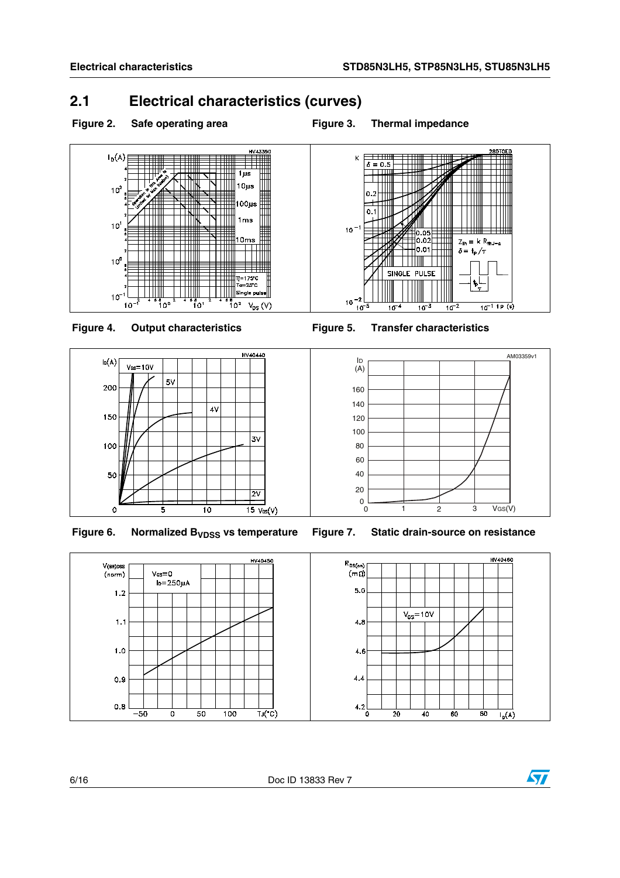## 2.1 Electrical characteristics (curves)

**Figure 2. Safe operating area**

**Figure 3. Thermal impedance**

**Figure 4. Output characteristics**

**Figure 5. Transfer characteristics**

**Figure 6. Normalized $B_{VDSS}$ vs temperature**

**Figure 7. Static drain-source on resistance**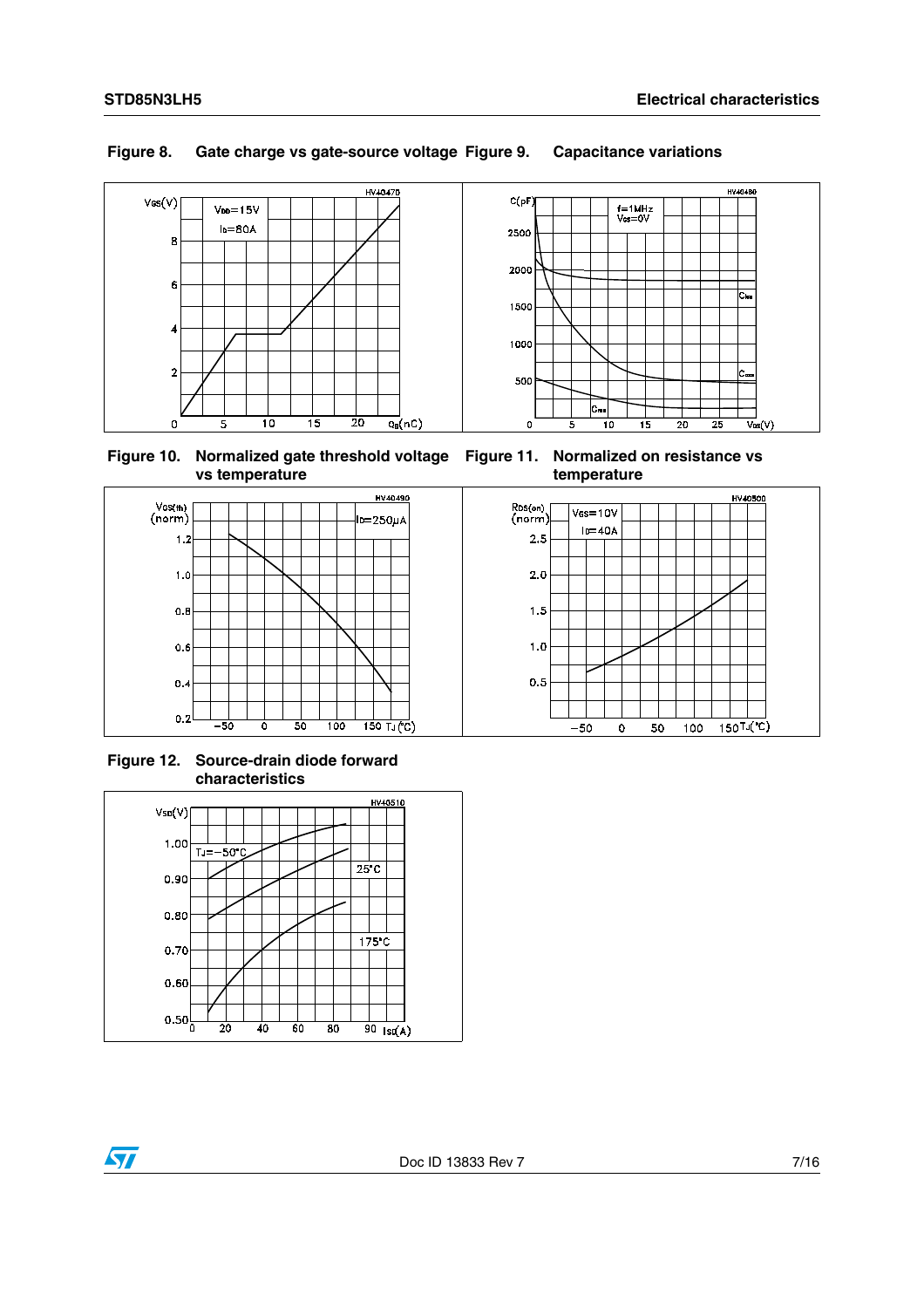Figure 8. Gate charge vs gate-source voltage

Figure 9. Capacitance variations

Figure 10. Normalized gate threshold voltage vs temperature

Figure 11. Normalized on resistance vs temperature

Figure 12. Source-drain diode forward characteristics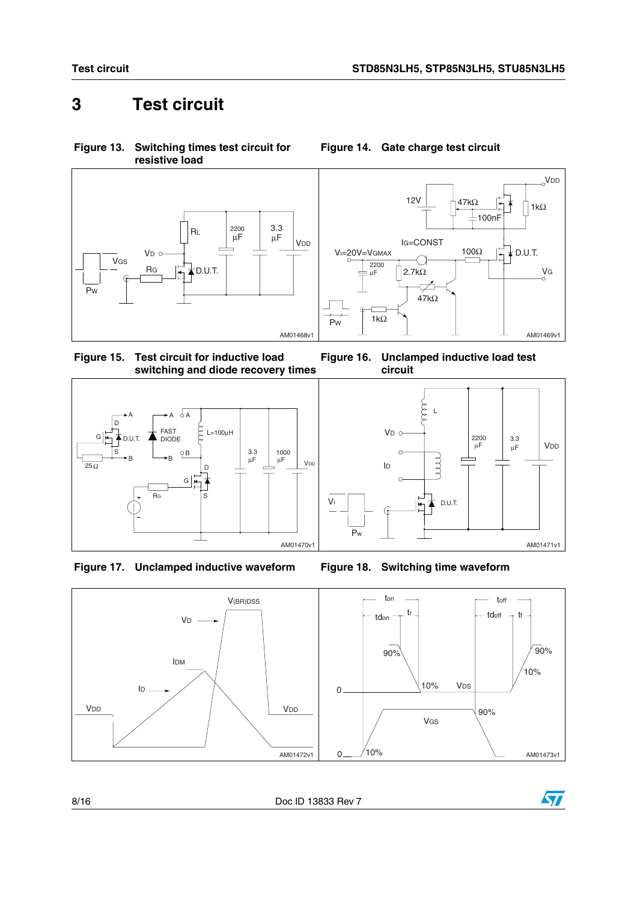# 3 Test circuit

**Figure 13. Switching times test circuit for resistive load**

**Figure 14. Gate charge test circuit**

**Figure 15. Test circuit for inductive load switching and diode recovery times**

**Figure 16. Unclamped inductive load test circuit**

**Figure 17. Unclamped inductive waveform**

**Figure 18. Switching time waveform**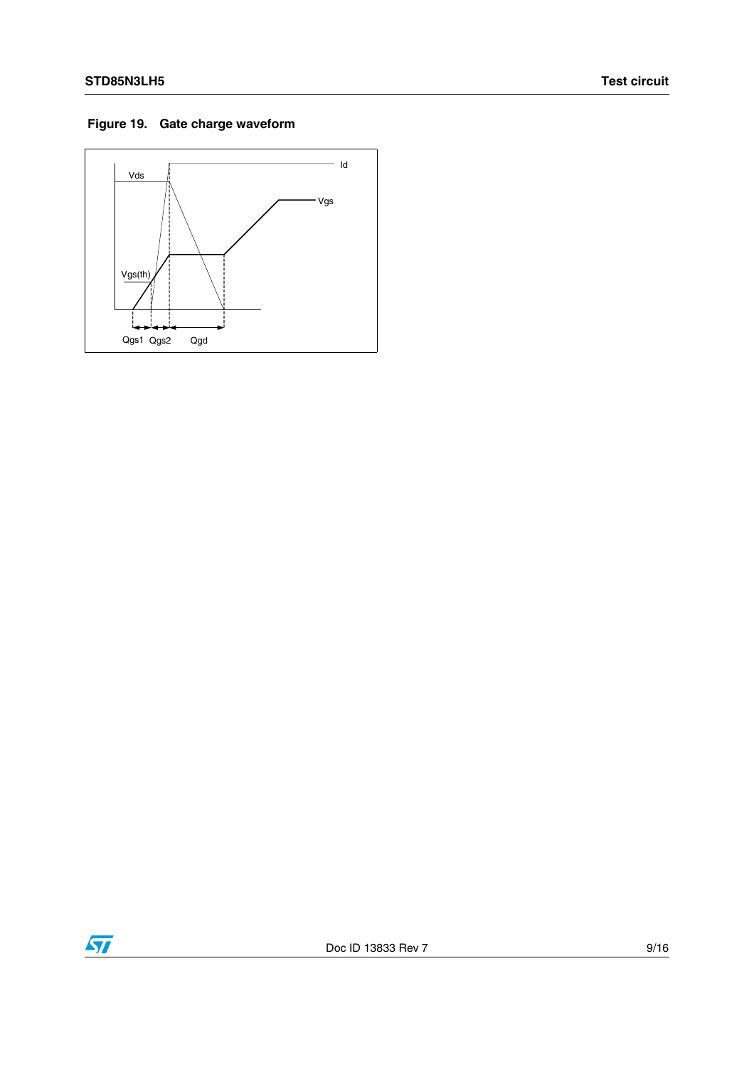**Figure 19. Gate charge waveform**

Vds

Id

Vgs

Vgs(th)

Qgs1 Qgs2 Qgd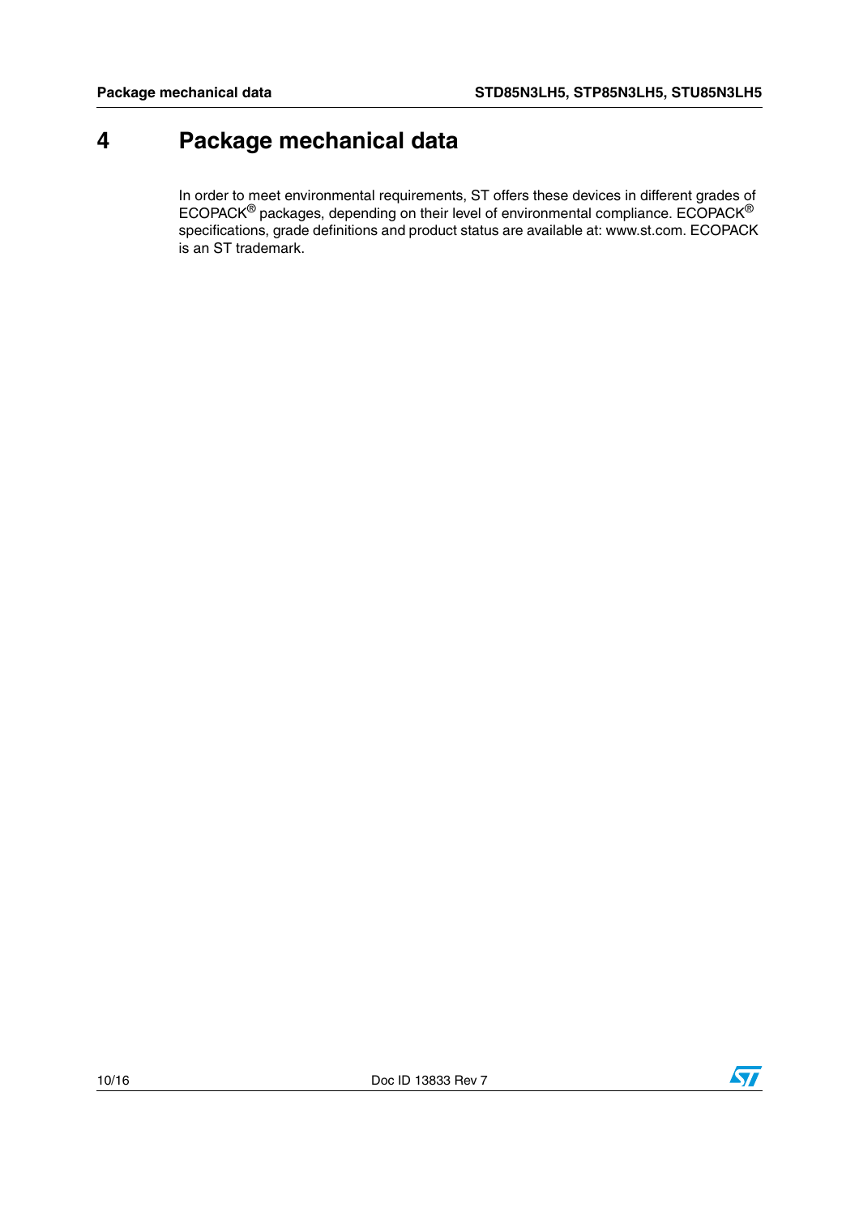# 4 Package mechanical data

In order to meet environmental requirements, ST offers these devices in different grades of ECOPACK® packages, depending on their level of environmental compliance. ECOPACK® specifications, grade definitions and product status are available at: www.st.com. ECOPACK is an ST trademark.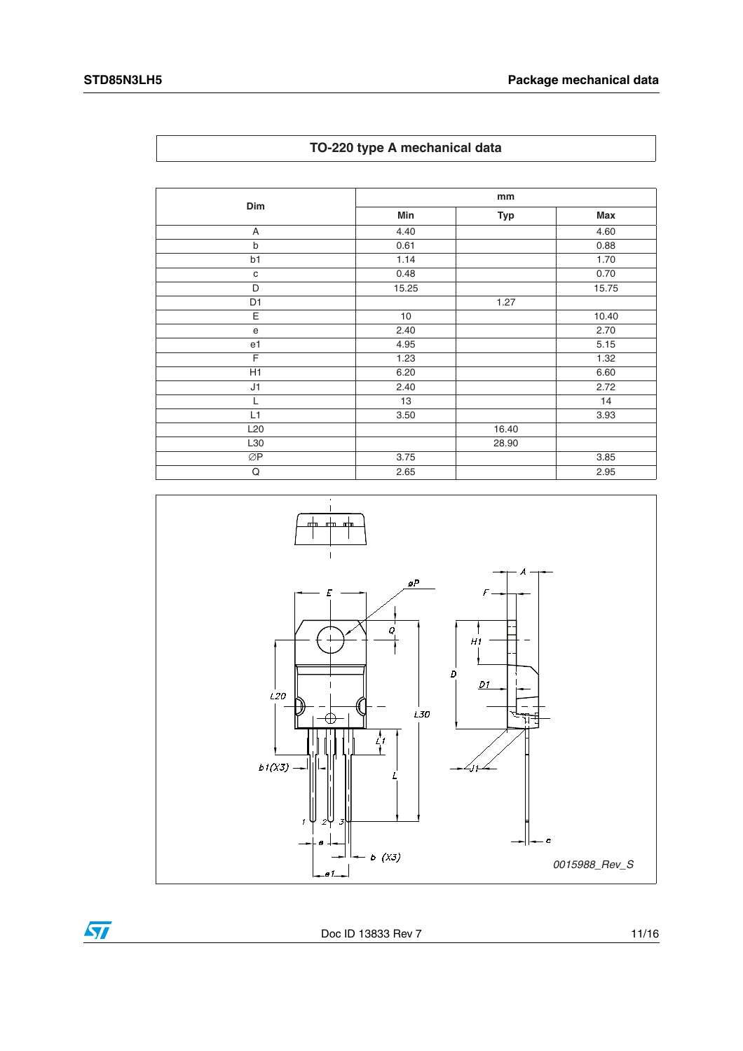## TO-220 type A mechanical data

| Dim | mm | | |
|---|---|---|---|
| | Min | Typ | Max |
| A | 4.40 | | 4.60 |
| b | 0.61 | | 0.88 |
| b1 | 1.14 | | 1.70 |
| c | 0.48 | | 0.70 |
| D | 15.25 | | 15.75 |
| D1 | | 1.27 | |
| E | 10 | | 10.40 |
| e | 2.40 | | 2.70 |
| e1 | 4.95 | | 5.15 |
| F | 1.23 | | 1.32 |
| H1 | 6.20 | | 6.60 |
| J1 | 2.40 | | 2.72 |
| L | 13 | | 14 |
| L1 | 3.50 | | 3.93 |
| L20 | | 16.40 | |
| L30 | | 28.90 | |
| ∅P | 3.75 | | 3.85 |
| Q | 2.65 | | 2.95 |

0015988_Rev_S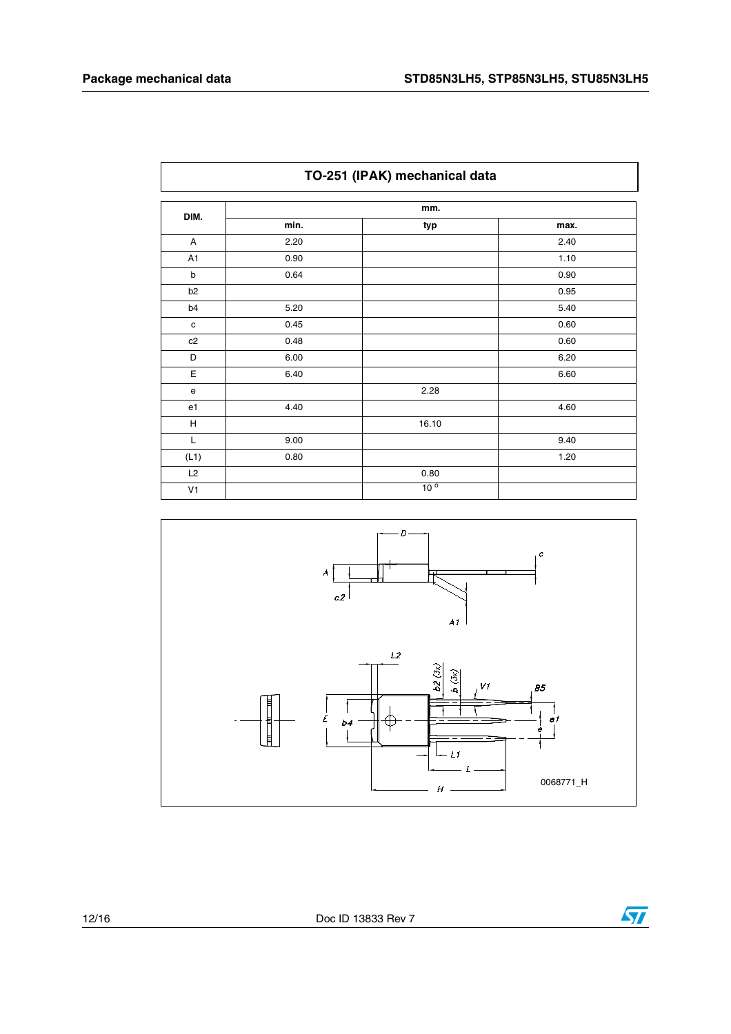**TO-251 (IPAK) mechanical data**

| DIM. | mm. | | |
|---|---|---|---|
| | min. | typ | max. |
| A | 2.20 | | 2.40 |
| A1 | 0.90 | | 1.10 |
| b | 0.64 | | 0.90 |
| b2 | | | 0.95 |
| b4 | 5.20 | | 5.40 |
| c | 0.45 | | 0.60 |
| c2 | 0.48 | | 0.60 |
| D | 6.00 | | 6.20 |
| E | 6.40 | | 6.60 |
| e | | 2.28 | |
| e1 | 4.40 | | 4.60 |
| H | | 16.10 | |
| L | 9.00 | | 9.40 |
| (L1) | 0.80 | | 1.20 |
| L2 | | 0.80 | |
| V1 | | 10° | |

0068771_H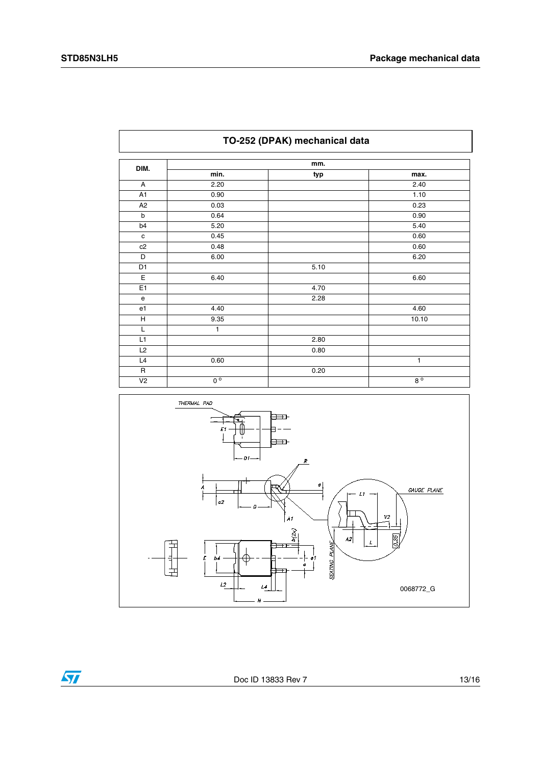## TO-252 (DPAK) mechanical data

| DIM. | mm. | | |
|---|---|---|---|
| | min. | typ | max. |
| A | 2.20 | | 2.40 |
| A1 | 0.90 | | 1.10 |
| A2 | 0.03 | | 0.23 |
| b | 0.64 | | 0.90 |
| b4 | 5.20 | | 5.40 |
| c | 0.45 | | 0.60 |
| c2 | 0.48 | | 0.60 |
| D | 6.00 | | 6.20 |
| D1 | | 5.10 | |
| E | 6.40 | | 6.60 |
| E1 | | 4.70 | |
| e | | 2.28 | |
| e1 | 4.40 | | 4.60 |
| H | 9.35 | | 10.10 |
| L | 1 | | |
| L1 | | 2.80 | |
| L2 | | 0.80 | |
| L4 | 0.60 | | 1 |
| R | | 0.20 | |
| V2 | 0° | | 8° |

0068772_G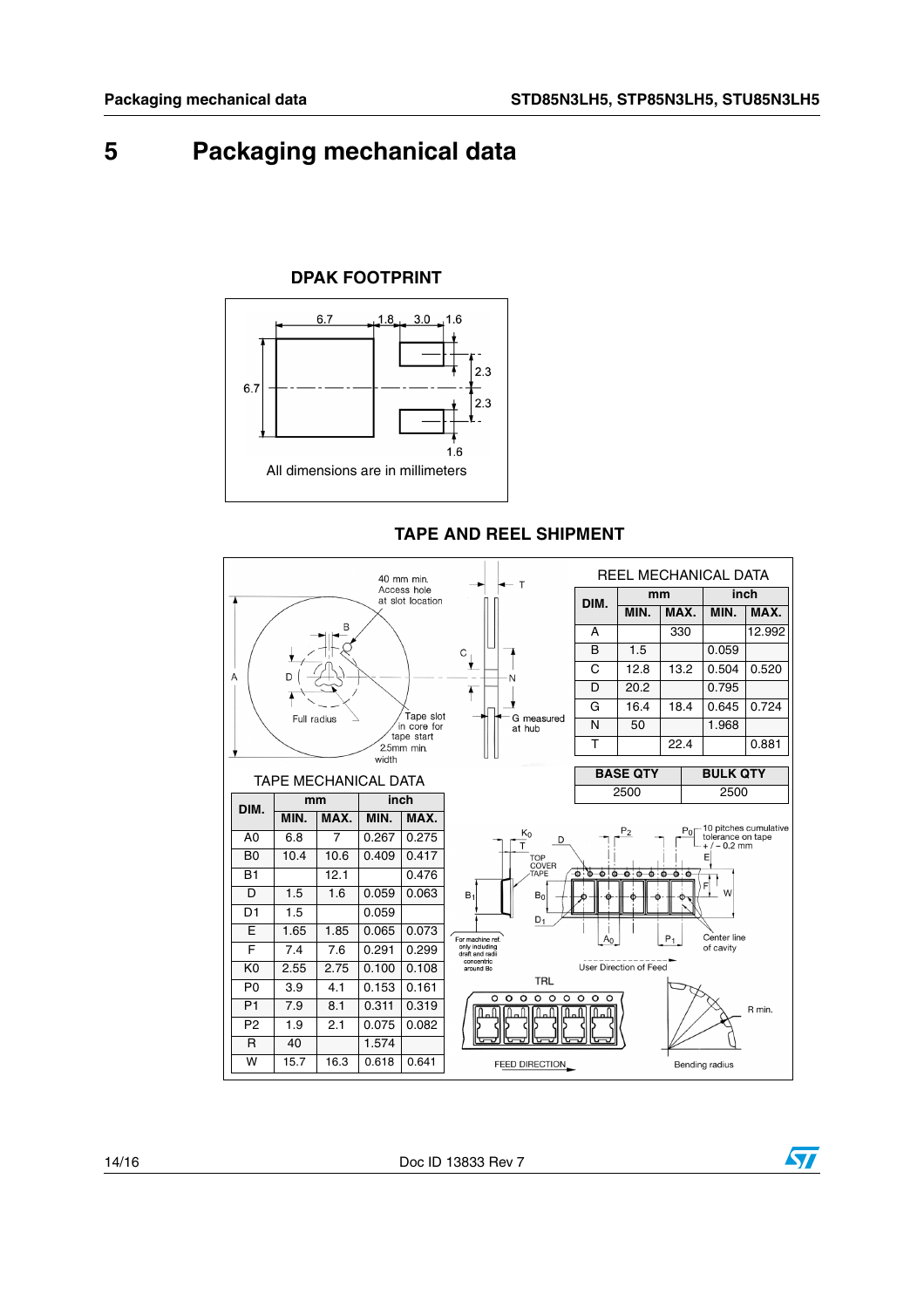# 5 Packaging mechanical data

**DPAK FOOTPRINT**

All dimensions are in millimeters

**TAPE AND REEL SHIPMENT**

REEL MECHANICAL DATA

| DIM. | mm MIN. | mm MAX. | inch MIN. | inch MAX. |
|---|---|---|---|---|
| A | | 330 | | 12.992 |
| B | 1.5 | | 0.059 | |
| C | 12.8 | 13.2 | 0.504 | 0.520 |
| D | 20.2 | | 0.795 | |
| G | 16.4 | 18.4 | 0.645 | 0.724 |
| N | 50 | | 1.968 | |
| T | | 22.4 | | 0.881 |

| BASE QTY | BULK QTY |
|---|---|
| 2500 | 2500 |

TAPE MECHANICAL DATA

| DIM. | mm MIN. | mm MAX. | inch MIN. | inch MAX. |
|---|---|---|---|---|
| A0 | 6.8 | 7 | 0.267 | 0.275 |
| B0 | 10.4 | 10.6 | 0.409 | 0.417 |
| B1 | | 12.1 | | 0.476 |
| D | 1.5 | 1.6 | 0.059 | 0.063 |
| D1 | 1.5 | | 0.059 | |
| E | 1.65 | 1.85 | 0.065 | 0.073 |
| F | 7.4 | 7.6 | 0.291 | 0.299 |
| K0 | 2.55 | 2.75 | 0.100 | 0.108 |
| P0 | 3.9 | 4.1 | 0.153 | 0.161 |
| P1 | 7.9 | 8.1 | 0.311 | 0.319 |
| P2 | 1.9 | 2.1 | 0.075 | 0.082 |
| R | 40 | | 1.574 | |
| W | 15.7 | 16.3 | 0.618 | 0.641 |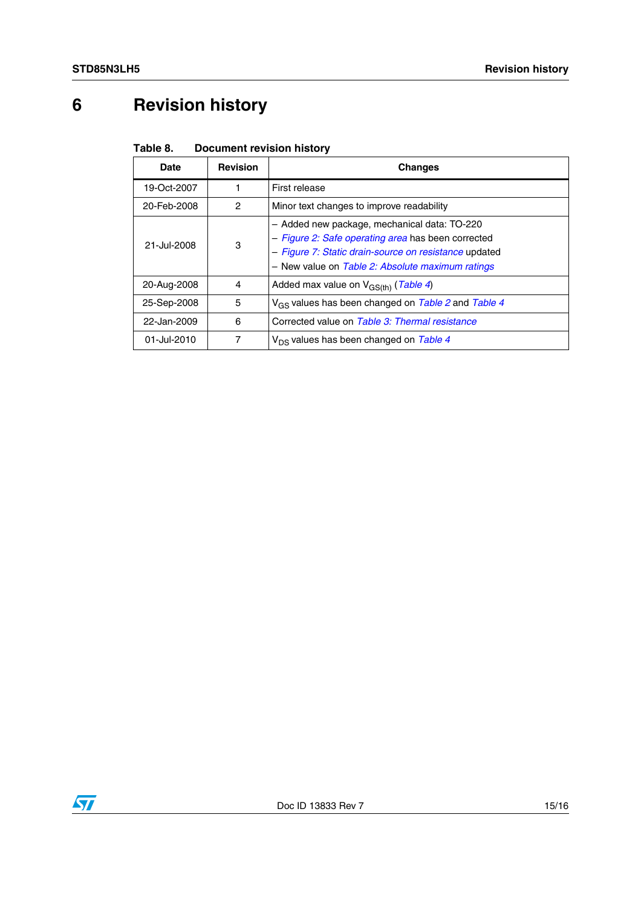# 6 Revision history

**Table 8. Document revision history**

| Date | Revision | Changes |
|---|---|---|
| 19-Oct-2007 | 1 | First release |
| 20-Feb-2008 | 2 | Minor text changes to improve readability |
| 21-Jul-2008 | 3 | – Added new package, mechanical data: TO-220<br>– *Figure 2: Safe operating area* has been corrected<br>– *Figure 7: Static drain-source on resistance* updated<br>– New value on *Table 2: Absolute maximum ratings* |
| 20-Aug-2008 | 4 | Added max value on $V_{GS(th)}$ (*Table 4*) |
| 25-Sep-2008 | 5 | $V_{GS}$ values has been changed on *Table 2* and *Table 4* |
| 22-Jan-2009 | 6 | Corrected value on *Table 3: Thermal resistance* |
| 01-Jul-2010 | 7 | $V_{DS}$ values has been changed on *Table 4* |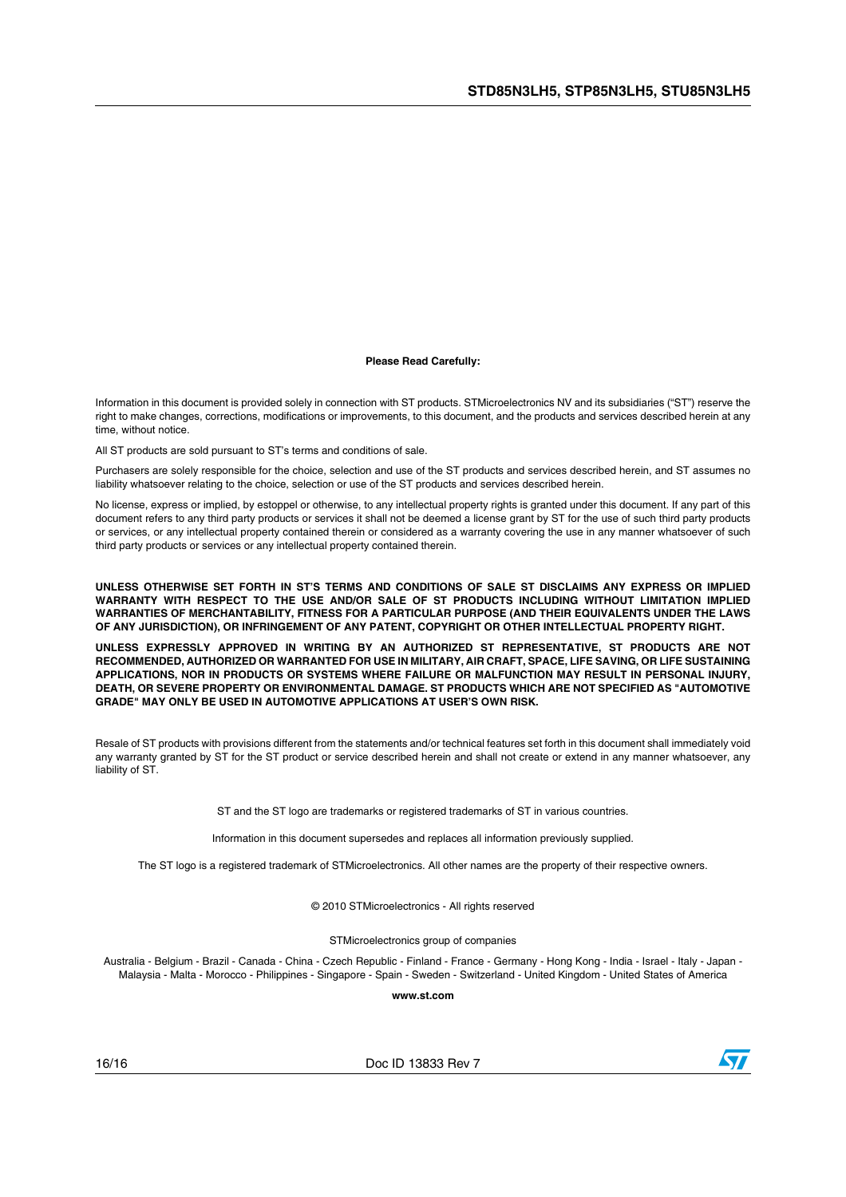**Please Read Carefully:**

Information in this document is provided solely in connection with ST products. STMicroelectronics NV and its subsidiaries ("ST") reserve the right to make changes, corrections, modifications or improvements, to this document, and the products and services described herein at any time, without notice.

All ST products are sold pursuant to ST's terms and conditions of sale.

Purchasers are solely responsible for the choice, selection and use of the ST products and services described herein, and ST assumes no liability whatsoever relating to the choice, selection or use of the ST products and services described herein.

No license, express or implied, by estoppel or otherwise, to any intellectual property rights is granted under this document. If any part of this document refers to any third party products or services it shall not be deemed a license grant by ST for the use of such third party products or services, or any intellectual property contained therein or considered as a warranty covering the use in any manner whatsoever of such third party products or services or any intellectual property contained therein.

**UNLESS OTHERWISE SET FORTH IN ST'S TERMS AND CONDITIONS OF SALE ST DISCLAIMS ANY EXPRESS OR IMPLIED WARRANTY WITH RESPECT TO THE USE AND/OR SALE OF ST PRODUCTS INCLUDING WITHOUT LIMITATION IMPLIED WARRANTIES OF MERCHANTABILITY, FITNESS FOR A PARTICULAR PURPOSE (AND THEIR EQUIVALENTS UNDER THE LAWS OF ANY JURISDICTION), OR INFRINGEMENT OF ANY PATENT, COPYRIGHT OR OTHER INTELLECTUAL PROPERTY RIGHT.**

**UNLESS EXPRESSLY APPROVED IN WRITING BY AN AUTHORIZED ST REPRESENTATIVE, ST PRODUCTS ARE NOT RECOMMENDED, AUTHORIZED OR WARRANTED FOR USE IN MILITARY, AIR CRAFT, SPACE, LIFE SAVING, OR LIFE SUSTAINING APPLICATIONS, NOR IN PRODUCTS OR SYSTEMS WHERE FAILURE OR MALFUNCTION MAY RESULT IN PERSONAL INJURY, DEATH, OR SEVERE PROPERTY OR ENVIRONMENTAL DAMAGE. ST PRODUCTS WHICH ARE NOT SPECIFIED AS "AUTOMOTIVE GRADE" MAY ONLY BE USED IN AUTOMOTIVE APPLICATIONS AT USER'S OWN RISK.**

Resale of ST products with provisions different from the statements and/or technical features set forth in this document shall immediately void any warranty granted by ST for the ST product or service described herein and shall not create or extend in any manner whatsoever, any liability of ST.

ST and the ST logo are trademarks or registered trademarks of ST in various countries.

Information in this document supersedes and replaces all information previously supplied.

The ST logo is a registered trademark of STMicroelectronics. All other names are the property of their respective owners.

© 2010 STMicroelectronics - All rights reserved

STMicroelectronics group of companies

Australia - Belgium - Brazil - Canada - China - Czech Republic - Finland - France - Germany - Hong Kong - India - Israel - Italy - Japan - Malaysia - Malta - Morocco - Philippines - Singapore - Spain - Sweden - Switzerland - United Kingdom - United States of America

**www.st.com**